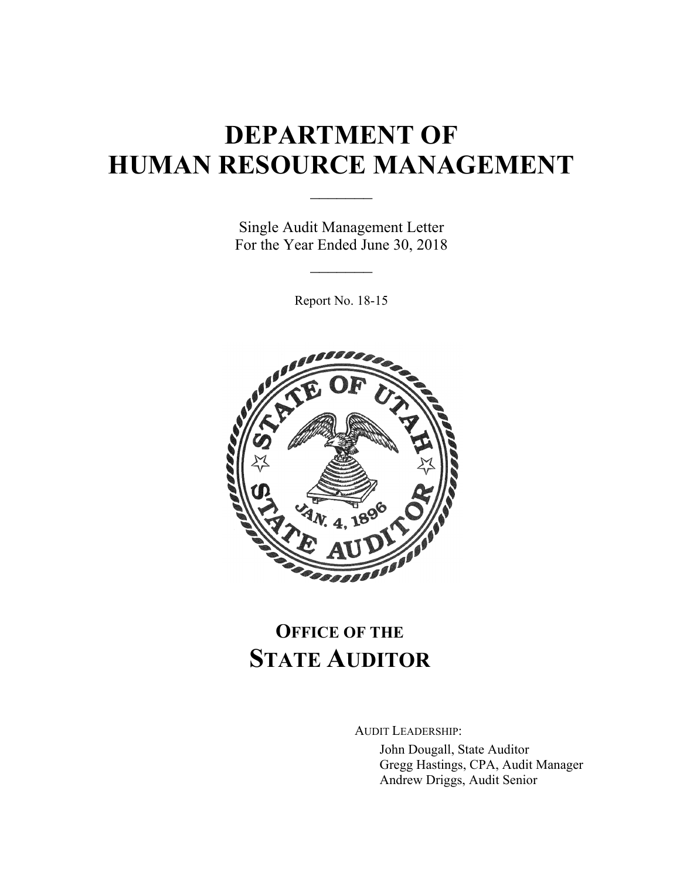# DEPARTMENT OF HUMAN RESOURCE MANAGEMENT

Single Audit Management Letter
For the Year Ended June 30, 2018

Report No. 18-15

## OFFICE OF THE STATE AUDITOR

AUDIT LEADERSHIP:

John Dougall, State Auditor
Gregg Hastings, CPA, Audit Manager
Andrew Driggs, Audit Senior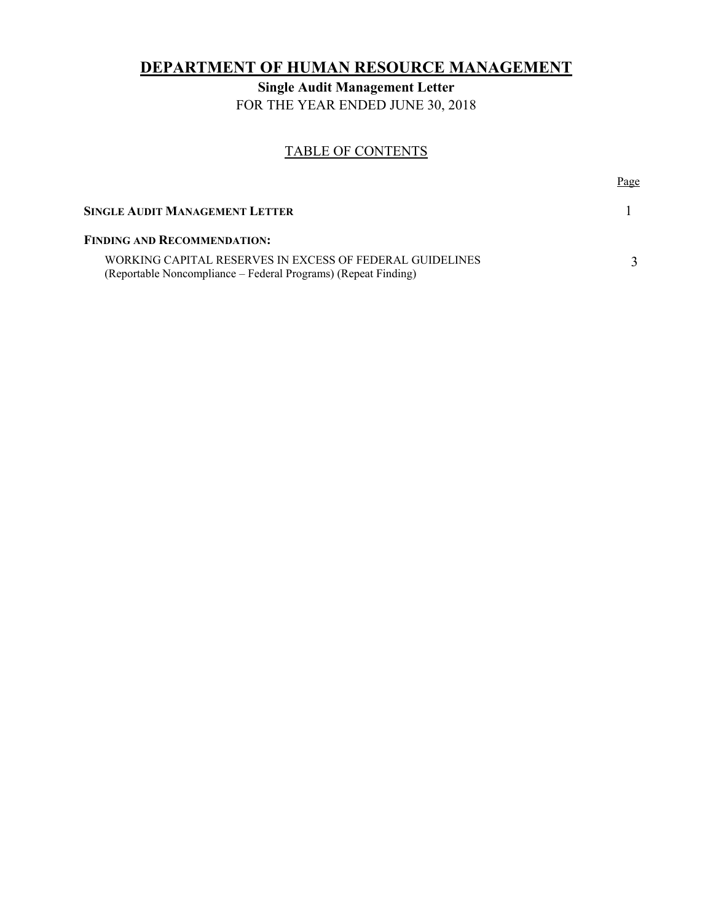# DEPARTMENT OF HUMAN RESOURCE MANAGEMENT

**Single Audit Management Letter**

FOR THE YEAR ENDED JUNE 30, 2018

## TABLE OF CONTENTS

| | Page |
|---|---|
| **SINGLE AUDIT MANAGEMENT LETTER** | 1 |
| **FINDING AND RECOMMENDATION:** | |
| WORKING CAPITAL RESERVES IN EXCESS OF FEDERAL GUIDELINES (Reportable Noncompliance – Federal Programs) (Repeat Finding) | 3 |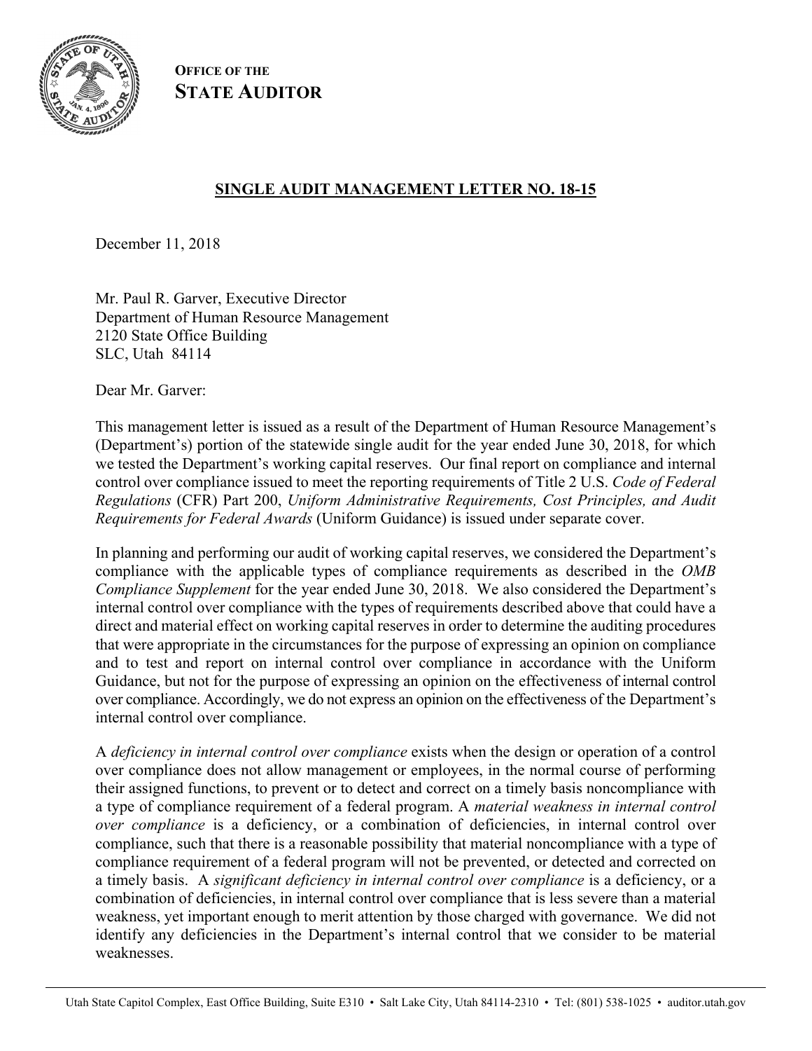**OFFICE OF THE STATE AUDITOR**

## SINGLE AUDIT MANAGEMENT LETTER NO. 18-15

December 11, 2018

Mr. Paul R. Garver, Executive Director
Department of Human Resource Management
2120 State Office Building
SLC, Utah 84114

Dear Mr. Garver:

This management letter is issued as a result of the Department of Human Resource Management's (Department's) portion of the statewide single audit for the year ended June 30, 2018, for which we tested the Department's working capital reserves. Our final report on compliance and internal control over compliance issued to meet the reporting requirements of Title 2 U.S. *Code of Federal Regulations* (CFR) Part 200, *Uniform Administrative Requirements, Cost Principles, and Audit Requirements for Federal Awards* (Uniform Guidance) is issued under separate cover.

In planning and performing our audit of working capital reserves, we considered the Department's compliance with the applicable types of compliance requirements as described in the *OMB Compliance Supplement* for the year ended June 30, 2018. We also considered the Department's internal control over compliance with the types of requirements described above that could have a direct and material effect on working capital reserves in order to determine the auditing procedures that were appropriate in the circumstances for the purpose of expressing an opinion on compliance and to test and report on internal control over compliance in accordance with the Uniform Guidance, but not for the purpose of expressing an opinion on the effectiveness of internal control over compliance. Accordingly, we do not express an opinion on the effectiveness of the Department's internal control over compliance.

A *deficiency in internal control over compliance* exists when the design or operation of a control over compliance does not allow management or employees, in the normal course of performing their assigned functions, to prevent or to detect and correct on a timely basis noncompliance with a type of compliance requirement of a federal program. A *material weakness in internal control over compliance* is a deficiency, or a combination of deficiencies, in internal control over compliance, such that there is a reasonable possibility that material noncompliance with a type of compliance requirement of a federal program will not be prevented, or detected and corrected on a timely basis. A *significant deficiency in internal control over compliance* is a deficiency, or a combination of deficiencies, in internal control over compliance that is less severe than a material weakness, yet important enough to merit attention by those charged with governance. We did not identify any deficiencies in the Department's internal control that we consider to be material weaknesses.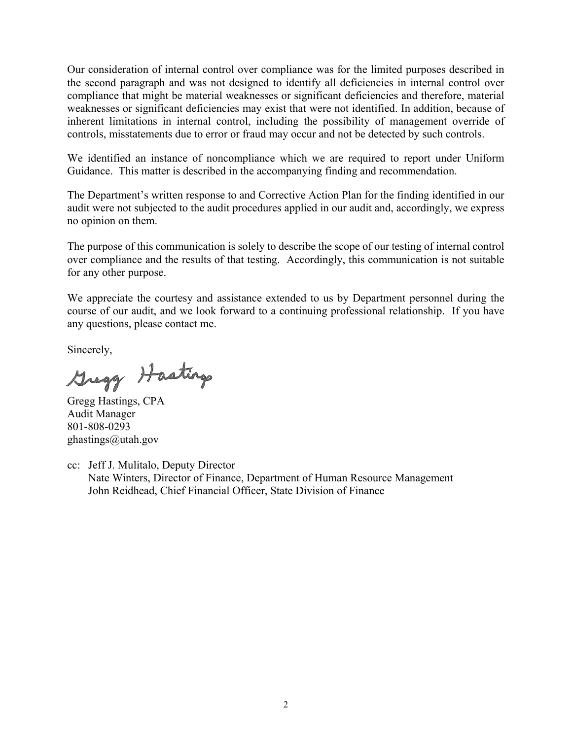Our consideration of internal control over compliance was for the limited purposes described in the second paragraph and was not designed to identify all deficiencies in internal control over compliance that might be material weaknesses or significant deficiencies and therefore, material weaknesses or significant deficiencies may exist that were not identified. In addition, because of inherent limitations in internal control, including the possibility of management override of controls, misstatements due to error or fraud may occur and not be detected by such controls.

We identified an instance of noncompliance which we are required to report under Uniform Guidance. This matter is described in the accompanying finding and recommendation.

The Department's written response to and Corrective Action Plan for the finding identified in our audit were not subjected to the audit procedures applied in our audit and, accordingly, we express no opinion on them.

The purpose of this communication is solely to describe the scope of our testing of internal control over compliance and the results of that testing. Accordingly, this communication is not suitable for any other purpose.

We appreciate the courtesy and assistance extended to us by Department personnel during the course of our audit, and we look forward to a continuing professional relationship. If you have any questions, please contact me.

Sincerely,

Gregg Hastings

Gregg Hastings, CPA  
Audit Manager  
801-808-0293  
ghastings@utah.gov

cc: Jeff J. Mulitalo, Deputy Director  
Nate Winters, Director of Finance, Department of Human Resource Management  
John Reidhead, Chief Financial Officer, State Division of Finance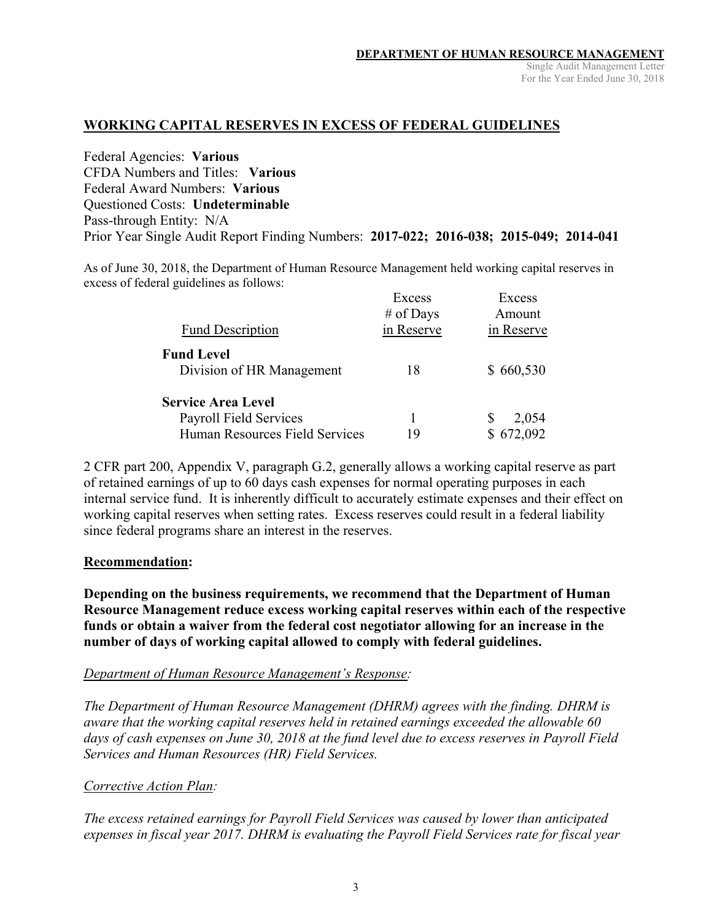## WORKING CAPITAL RESERVES IN EXCESS OF FEDERAL GUIDELINES

Federal Agencies: **Various**
CFDA Numbers and Titles: **Various**
Federal Award Numbers: **Various**
Questioned Costs: **Undeterminable**
Pass-through Entity: N/A
Prior Year Single Audit Report Finding Numbers: **2017-022; 2016-038; 2015-049; 2014-041**

As of June 30, 2018, the Department of Human Resource Management held working capital reserves in excess of federal guidelines as follows:

| Fund Description | Excess # of Days in Reserve | Excess Amount in Reserve |
|---|---|---|
| **Fund Level** | | |
| Division of HR Management | 18 | $ 660,530 |
| **Service Area Level** | | |
| Payroll Field Services | 1 | $ 2,054 |
| Human Resources Field Services | 19 | $ 672,092 |

2 CFR part 200, Appendix V, paragraph G.2, generally allows a working capital reserve as part of retained earnings of up to 60 days cash expenses for normal operating purposes in each internal service fund. It is inherently difficult to accurately estimate expenses and their effect on working capital reserves when setting rates. Excess reserves could result in a federal liability since federal programs share an interest in the reserves.

**Recommendation:**

**Depending on the business requirements, we recommend that the Department of Human Resource Management reduce excess working capital reserves within each of the respective funds or obtain a waiver from the federal cost negotiator allowing for an increase in the number of days of working capital allowed to comply with federal guidelines.**

*Department of Human Resource Management's Response:*

*The Department of Human Resource Management (DHRM) agrees with the finding. DHRM is aware that the working capital reserves held in retained earnings exceeded the allowable 60 days of cash expenses on June 30, 2018 at the fund level due to excess reserves in Payroll Field Services and Human Resources (HR) Field Services.*

*Corrective Action Plan:*

*The excess retained earnings for Payroll Field Services was caused by lower than anticipated expenses in fiscal year 2017. DHRM is evaluating the Payroll Field Services rate for fiscal year*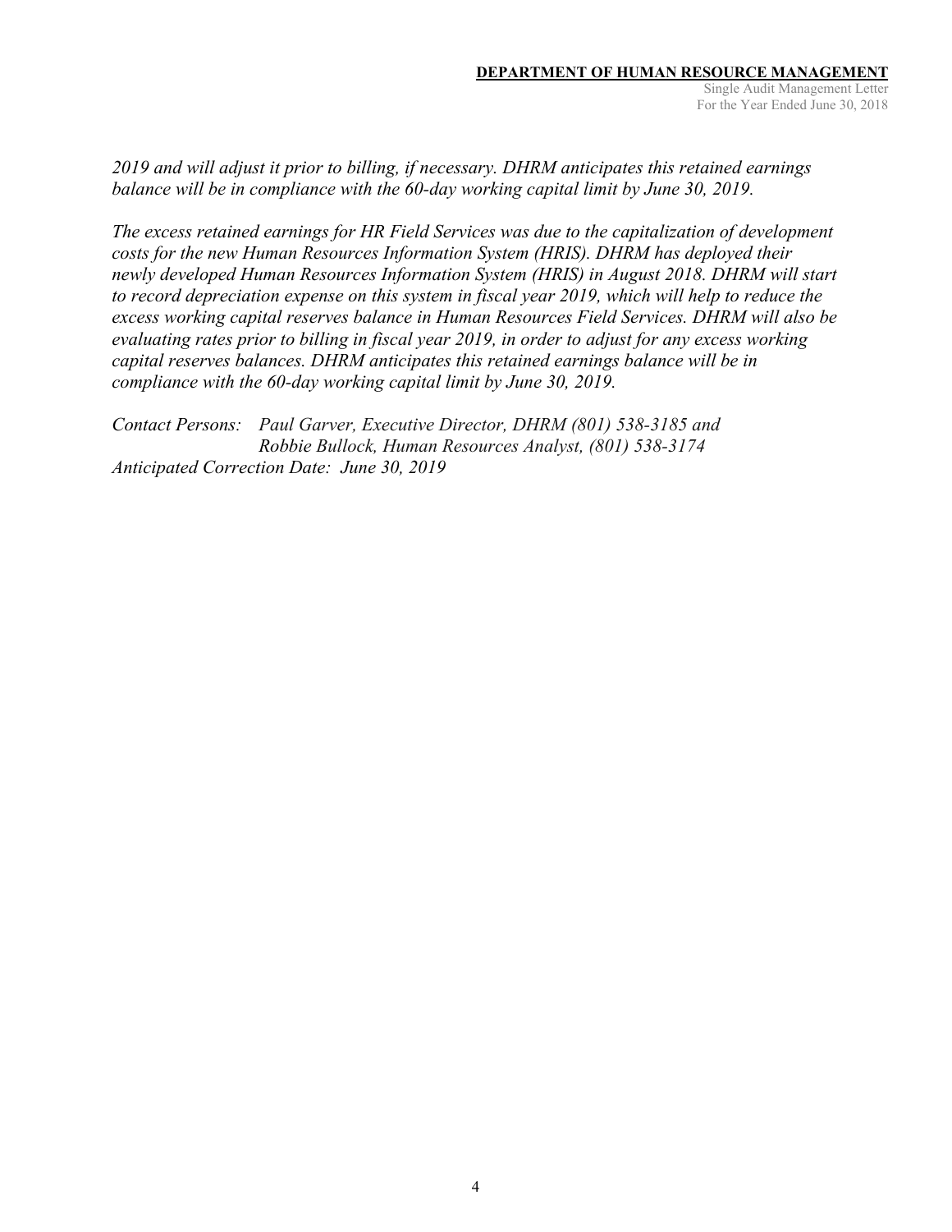*2019 and will adjust it prior to billing, if necessary. DHRM anticipates this retained earnings balance will be in compliance with the 60-day working capital limit by June 30, 2019.*

*The excess retained earnings for HR Field Services was due to the capitalization of development costs for the new Human Resources Information System (HRIS). DHRM has deployed their newly developed Human Resources Information System (HRIS) in August 2018. DHRM will start to record depreciation expense on this system in fiscal year 2019, which will help to reduce the excess working capital reserves balance in Human Resources Field Services. DHRM will also be evaluating rates prior to billing in fiscal year 2019, in order to adjust for any excess working capital reserves balances. DHRM anticipates this retained earnings balance will be in compliance with the 60-day working capital limit by June 30, 2019.*

*Contact Persons: Paul Garver, Executive Director, DHRM (801) 538-3185 and*
*Robbie Bullock, Human Resources Analyst, (801) 538-3174*
*Anticipated Correction Date: June 30, 2019*